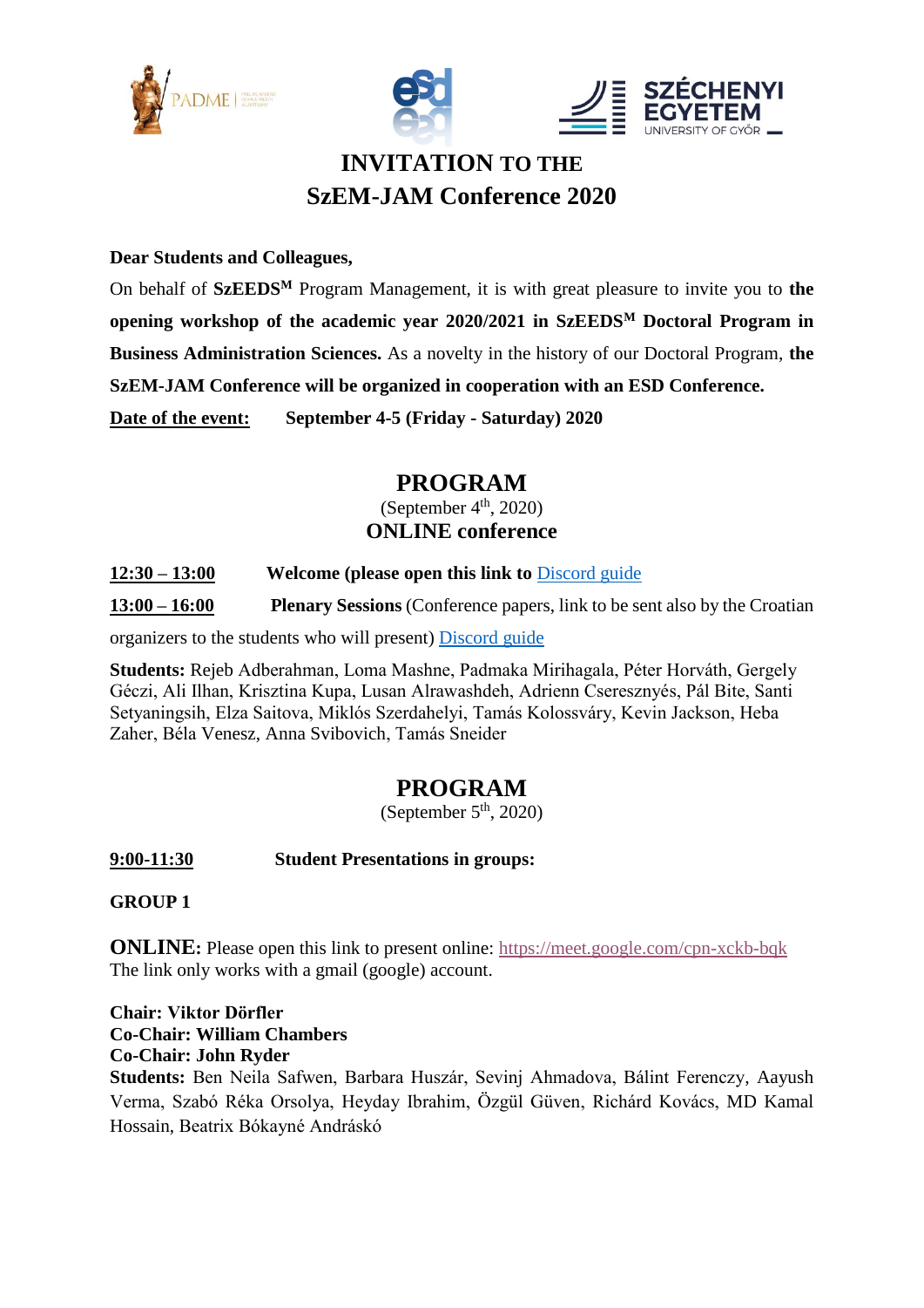# INVITATION TO THE SzEM-JAM Conference 2020

**Dear Students and Colleagues,**

On behalf of **SzEEDS[M]** Program Management, it is with great pleasure to invite you to **the opening workshop of the academic year 2020/2021 in SzEEDS[M] Doctoral Program in Business Administration Sciences.** As a novelty in the history of our Doctoral Program, **the SzEM-JAM Conference will be organized in cooperation with an ESD Conference.**

**Date of the event:** **September 4-5 (Friday - Saturday) 2020**

## PROGRAM

(September 4th, 2020)

**ONLINE conference**

**12:30 – 13:00** **Welcome (please open this link to** Discord guide

**13:00 – 16:00** **Plenary Sessions** (Conference papers, link to be sent also by the Croatian organizers to the students who will present) Discord guide

**Students:** Rejeb Adberahman, Loma Mashne, Padmaka Mirihagala, Péter Horváth, Gergely Géczi, Ali Ilhan, Krisztina Kupa, Lusan Alrawashdeh, Adrienn Cseresznyés, Pál Bite, Santi Setyaningsih, Elza Saitova, Miklós Szerdahelyi, Tamás Kolossváry, Kevin Jackson, Heba Zaher, Béla Venesz, Anna Svibovich, Tamás Sneider

## PROGRAM

(September 5th, 2020)

**9:00-11:30** **Student Presentations in groups:**

**GROUP 1**

**ONLINE:** Please open this link to present online: https://meet.google.com/cpn-xckb-bqk
The link only works with a gmail (google) account.

**Chair: Viktor Dörfler**
**Co-Chair: William Chambers**
**Co-Chair: John Ryder**
**Students:** Ben Neila Safwen, Barbara Huszár, Sevinj Ahmadova, Bálint Ferenczy, Aayush Verma, Szabó Réka Orsolya, Heyday Ibrahim, Özgül Güven, Richárd Kovács, MD Kamal Hossain, Beatrix Bókayné Andráskó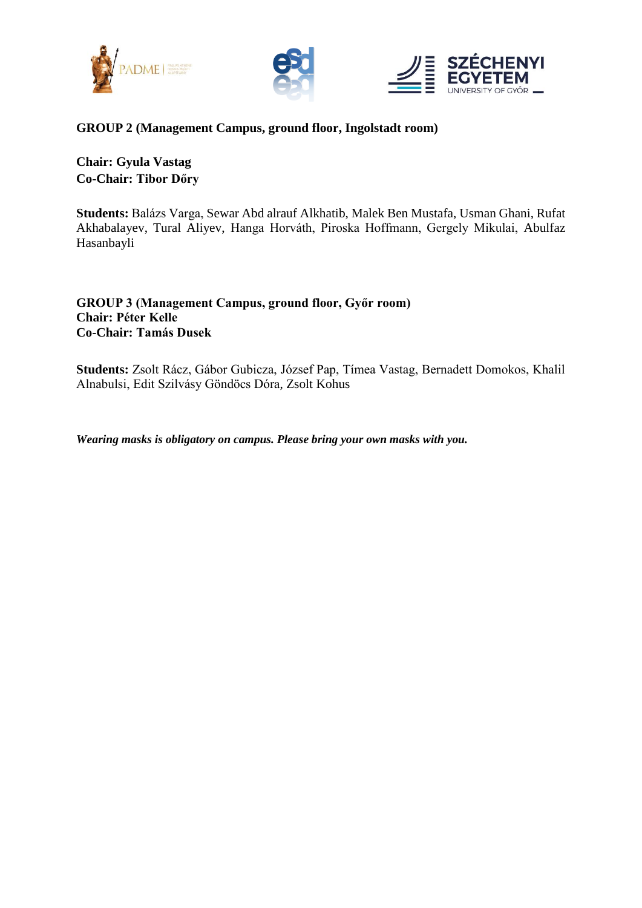**GROUP 2 (Management Campus, ground floor, Ingolstadt room)**

**Chair: Gyula Vastag**
**Co-Chair: Tibor Dőry**

**Students:** Balázs Varga, Sewar Abd alrauf Alkhatib, Malek Ben Mustafa, Usman Ghani, Rufat Akhabalayev, Tural Aliyev, Hanga Horváth, Piroska Hoffmann, Gergely Mikulai, Abulfaz Hasanbayli

**GROUP 3 (Management Campus, ground floor, Győr room)**
**Chair: Péter Kelle**
**Co-Chair: Tamás Dusek**

**Students:** Zsolt Rácz, Gábor Gubicza, József Pap, Tímea Vastag, Bernadett Domokos, Khalil Alnabulsi, Edit Szilvásy Göndöcs Dóra, Zsolt Kohus

***Wearing masks is obligatory on campus. Please bring your own masks with you.***